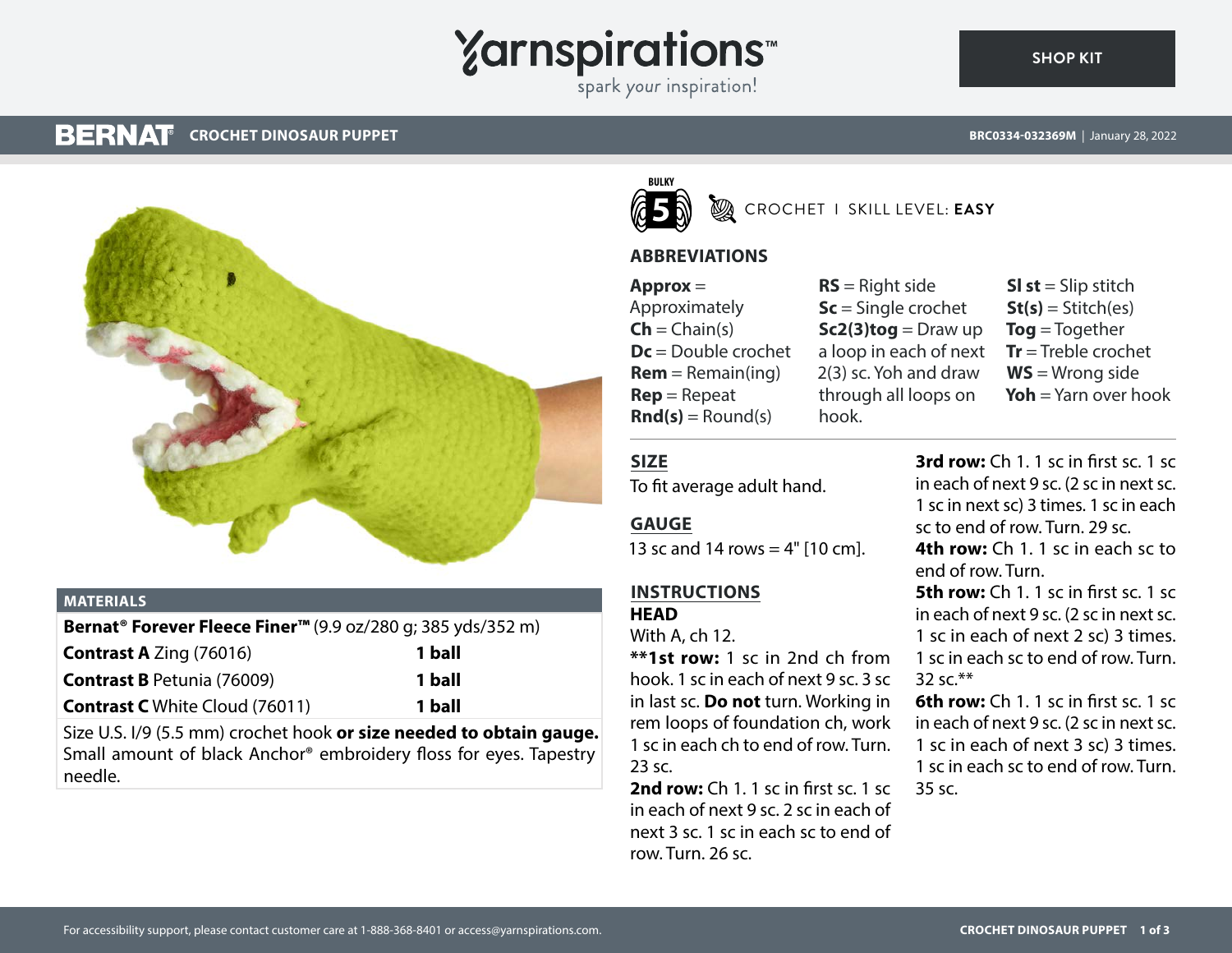# Yarnspirations

spark your inspiration!

SHOP KIT

## BERNAT CROCHET DINOSAUR PUPPET

BRC0334-032369M | January 28, 2022

BULKY 5

CROCHET I SKILL LEVEL: **EASY**

### MATERIALS

| **Bernat® Forever Fleece Finer™** (9.9 oz/280 g; 385 yds/352 m) | |
|---|---|
| **Contrast A** Zing (76016) | **1 ball** |
| **Contrast B** Petunia (76009) | **1 ball** |
| **Contrast C** White Cloud (76011) | **1 ball** |

Size U.S. I/9 (5.5 mm) crochet hook **or size needed to obtain gauge.** Small amount of black Anchor® embroidery floss for eyes. Tapestry needle.

### ABBREVIATIONS

**Approx** = Approximately
**Ch** = Chain(s)
**Dc** = Double crochet
**Rem** = Remain(ing)
**Rep** = Repeat
**Rnd(s)** = Round(s)
**RS** = Right side
**Sc** = Single crochet
**Sc2(3)tog** = Draw up a loop in each of next 2(3) sc. Yoh and draw through all loops on hook.
**Sl st** = Slip stitch
**St(s)** = Stitch(es)
**Tog** = Together
**Tr** = Treble crochet
**WS** = Wrong side
**Yoh** = Yarn over hook

### SIZE

To fit average adult hand.

### GAUGE

13 sc and 14 rows = 4" [10 cm].

### INSTRUCTIONS

#### HEAD

With A, ch 12.

****1st row:** 1 sc in 2nd ch from hook. 1 sc in each of next 9 sc. 3 sc in last sc. **Do not** turn. Working in rem loops of foundation ch, work 1 sc in each ch to end of row. Turn. 23 sc.

**2nd row:** Ch 1. 1 sc in first sc. 1 sc in each of next 9 sc. 2 sc in each of next 3 sc. 1 sc in each sc to end of row. Turn. 26 sc.

**3rd row:** Ch 1. 1 sc in first sc. 1 sc in each of next 9 sc. (2 sc in next sc. 1 sc in next sc) 3 times. 1 sc in each sc to end of row. Turn. 29 sc.

**4th row:** Ch 1. 1 sc in each sc to end of row. Turn.

**5th row:** Ch 1. 1 sc in first sc. 1 sc in each of next 9 sc. (2 sc in next sc. 1 sc in each of next 2 sc) 3 times. 1 sc in each sc to end of row. Turn. 32 sc.**

**6th row:** Ch 1. 1 sc in first sc. 1 sc in each of next 9 sc. (2 sc in next sc. 1 sc in each of next 3 sc) 3 times. 1 sc in each sc to end of row. Turn. 35 sc.

For accessibility support, please contact customer care at 1-888-368-8401 or access@yarnspirations.com.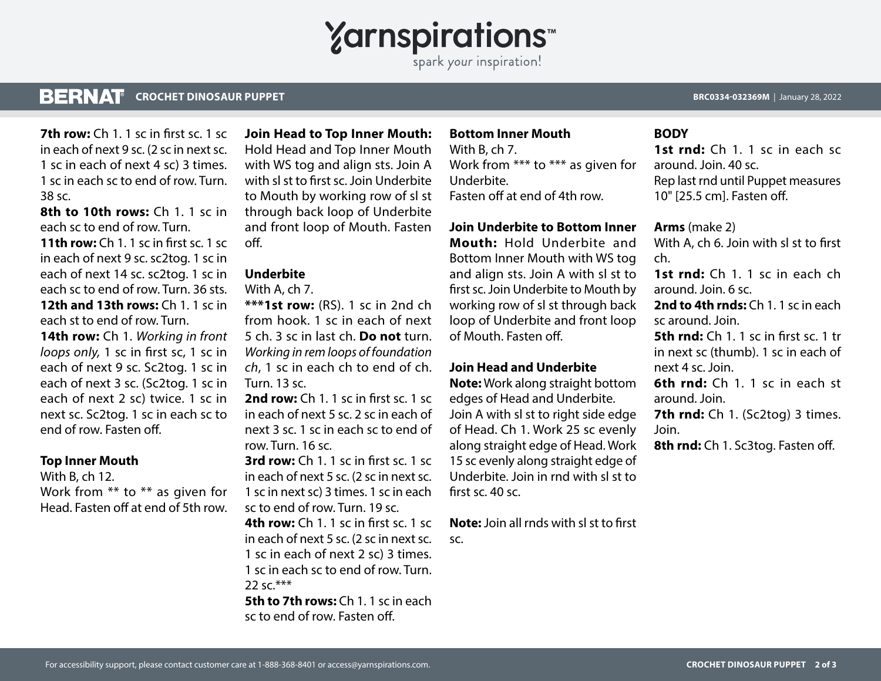**7th row:** Ch 1. 1 sc in first sc. 1 sc in each of next 9 sc. (2 sc in next sc. 1 sc in each of next 4 sc) 3 times. 1 sc in each sc to end of row. Turn. 38 sc.

**8th to 10th rows:** Ch 1. 1 sc in each sc to end of row. Turn.

**11th row:** Ch 1. 1 sc in first sc. 1 sc in each of next 9 sc. sc2tog. 1 sc in each of next 14 sc. sc2tog. 1 sc in each sc to end of row. Turn. 36 sts.

**12th and 13th rows:** Ch 1. 1 sc in each st to end of row. Turn.

**14th row:** Ch 1. *Working in front loops only,* 1 sc in first sc, 1 sc in each of next 9 sc. Sc2tog. 1 sc in each of next 3 sc. (Sc2tog. 1 sc in each of next 2 sc) twice. 1 sc in next sc. Sc2tog. 1 sc in each sc to end of row. Fasten off.

**Top Inner Mouth**

With B, ch 12.

Work from ** to ** as given for Head. Fasten off at end of 5th row.

**Join Head to Top Inner Mouth:** Hold Head and Top Inner Mouth with WS tog and align sts. Join A with sl st to first sc. Join Underbite to Mouth by working row of sl st through back loop of Underbite and front loop of Mouth. Fasten off.

**Underbite**

With A, ch 7.

*****1st row:** (RS). 1 sc in 2nd ch from hook. 1 sc in each of next 5 ch. 3 sc in last ch. **Do not** turn. *Working in rem loops of foundation ch*, 1 sc in each ch to end of ch. Turn. 13 sc.

**2nd row:** Ch 1. 1 sc in first sc. 1 sc in each of next 5 sc. 2 sc in each of next 3 sc. 1 sc in each sc to end of row. Turn. 16 sc.

**3rd row:** Ch 1. 1 sc in first sc. 1 sc in each of next 5 sc. (2 sc in next sc. 1 sc in next sc) 3 times. 1 sc in each sc to end of row. Turn. 19 sc.

**4th row:** Ch 1. 1 sc in first sc. 1 sc in each of next 5 sc. (2 sc in next sc. 1 sc in each of next 2 sc) 3 times. 1 sc in each sc to end of row. Turn. 22 sc.***

**5th to 7th rows:** Ch 1. 1 sc in each sc to end of row. Fasten off.

**Bottom Inner Mouth**

With B, ch 7.

Work from *** to *** as given for Underbite.

Fasten off at end of 4th row.

**Join Underbite to Bottom Inner Mouth:** Hold Underbite and Bottom Inner Mouth with WS tog and align sts. Join A with sl st to first sc. Join Underbite to Mouth by working row of sl st through back loop of Underbite and front loop of Mouth. Fasten off.

**Join Head and Underbite**

**Note:** Work along straight bottom edges of Head and Underbite.

Join A with sl st to right side edge of Head. Ch 1. Work 25 sc evenly along straight edge of Head. Work 15 sc evenly along straight edge of Underbite. Join in rnd with sl st to first sc. 40 sc.

**Note:** Join all rnds with sl st to first sc.

**BODY**

**1st rnd:** Ch 1. 1 sc in each sc around. Join. 40 sc.

Rep last rnd until Puppet measures 10" [25.5 cm]. Fasten off.

**Arms** (make 2)

With A, ch 6. Join with sl st to first ch.

**1st rnd:** Ch 1. 1 sc in each ch around. Join. 6 sc.

**2nd to 4th rnds:** Ch 1. 1 sc in each sc around. Join.

**5th rnd:** Ch 1. 1 sc in first sc. 1 tr in next sc (thumb). 1 sc in each of next 4 sc. Join.

**6th rnd:** Ch 1. 1 sc in each st around. Join.

**7th rnd:** Ch 1. (Sc2tog) 3 times. Join.

**8th rnd:** Ch 1. Sc3tog. Fasten off.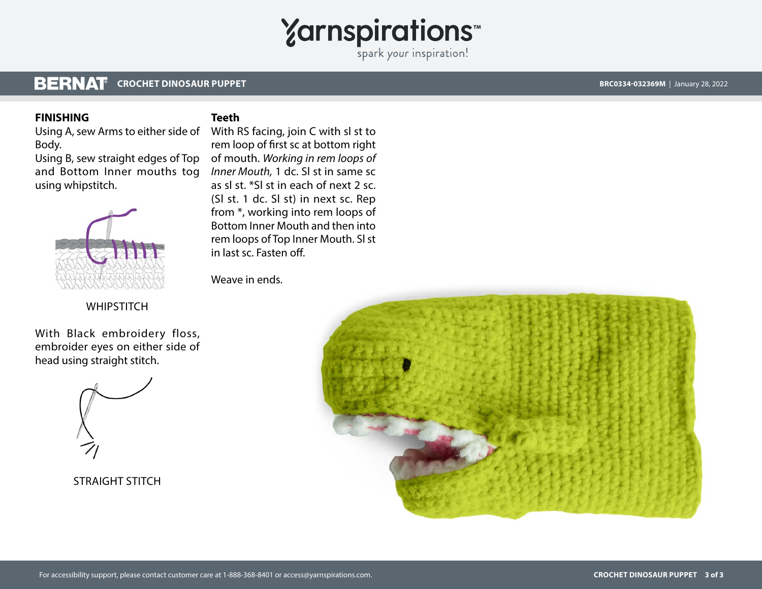## FINISHING

Using A, sew Arms to either side of Body.

Using B, sew straight edges of Top and Bottom Inner mouths tog using whipstitch.

WHIPSTITCH

With Black embroidery floss, embroider eyes on either side of head using straight stitch.

STRAIGHT STITCH

## Teeth

With RS facing, join C with sl st to rem loop of first sc at bottom right of mouth. *Working in rem loops of Inner Mouth,* 1 dc. Sl st in same sc as sl st. *Sl st in each of next 2 sc. (Sl st. 1 dc. Sl st) in next sc. Rep from *, working into rem loops of Bottom Inner Mouth and then into rem loops of Top Inner Mouth. Sl st in last sc. Fasten off.

Weave in ends.